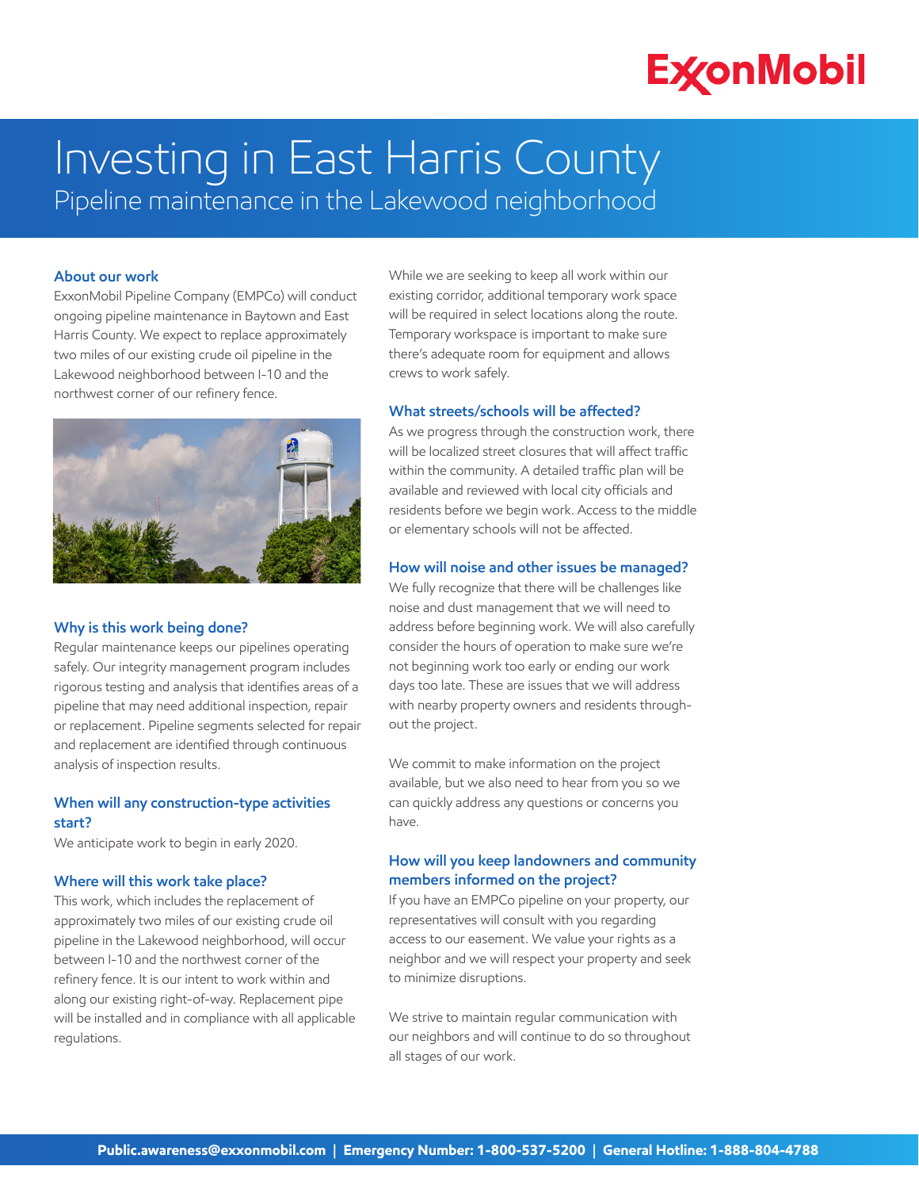ExxonMobil

# Investing in East Harris County

## Pipeline maintenance in the Lakewood neighborhood

### About our work

ExxonMobil Pipeline Company (EMPCo) will conduct ongoing pipeline maintenance in Baytown and East Harris County. We expect to replace approximately two miles of our existing crude oil pipeline in the Lakewood neighborhood between I-10 and the northwest corner of our refinery fence.

### Why is this work being done?

Regular maintenance keeps our pipelines operating safely. Our integrity management program includes rigorous testing and analysis that identifies areas of a pipeline that may need additional inspection, repair or replacement. Pipeline segments selected for repair and replacement are identified through continuous analysis of inspection results.

### When will any construction-type activities start?

We anticipate work to begin in early 2020.

### Where will this work take place?

This work, which includes the replacement of approximately two miles of our existing crude oil pipeline in the Lakewood neighborhood, will occur between I-10 and the northwest corner of the refinery fence. It is our intent to work within and along our existing right-of-way. Replacement pipe will be installed and in compliance with all applicable regulations.

While we are seeking to keep all work within our existing corridor, additional temporary work space will be required in select locations along the route. Temporary workspace is important to make sure there's adequate room for equipment and allows crews to work safely.

### What streets/schools will be affected?

As we progress through the construction work, there will be localized street closures that will affect traffic within the community. A detailed traffic plan will be available and reviewed with local city officials and residents before we begin work. Access to the middle or elementary schools will not be affected.

### How will noise and other issues be managed?

We fully recognize that there will be challenges like noise and dust management that we will need to address before beginning work. We will also carefully consider the hours of operation to make sure we're not beginning work too early or ending our work days too late. These are issues that we will address with nearby property owners and residents throughout the project.

We commit to make information on the project available, but we also need to hear from you so we can quickly address any questions or concerns you have.

### How will you keep landowners and community members informed on the project?

If you have an EMPCo pipeline on your property, our representatives will consult with you regarding access to our easement. We value your rights as a neighbor and we will respect your property and seek to minimize disruptions.

We strive to maintain regular communication with our neighbors and will continue to do so throughout all stages of our work.

**Public.awareness@exxonmobil.com | Emergency Number: 1-800-537-5200 | General Hotline: 1-888-804-4788**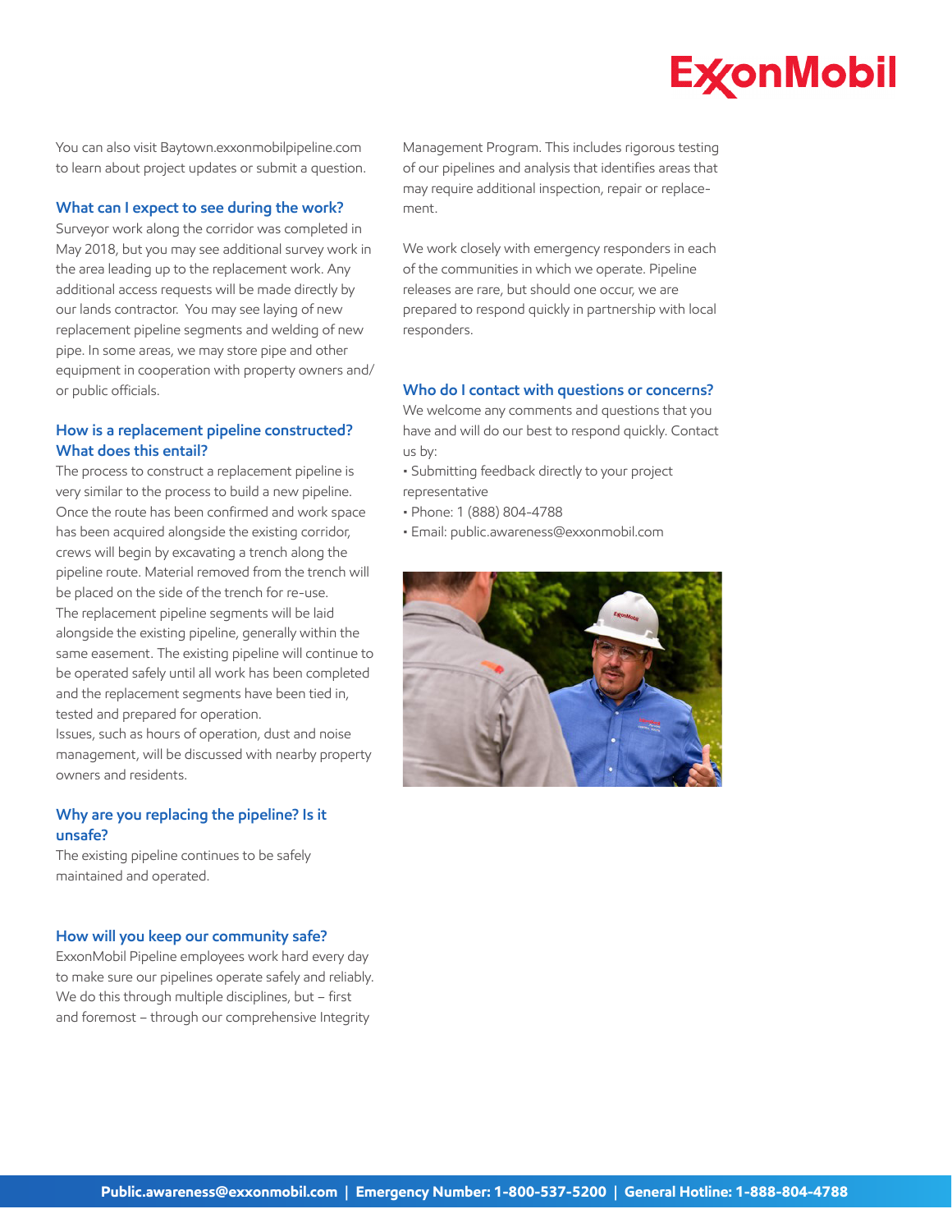You can also visit Baytown.exxonmobilpipeline.com to learn about project updates or submit a question.

### What can I expect to see during the work?

Surveyor work along the corridor was completed in May 2018, but you may see additional survey work in the area leading up to the replacement work. Any additional access requests will be made directly by our lands contractor. You may see laying of new replacement pipeline segments and welding of new pipe. In some areas, we may store pipe and other equipment in cooperation with property owners and/or public officials.

### How is a replacement pipeline constructed? What does this entail?

The process to construct a replacement pipeline is very similar to the process to build a new pipeline. Once the route has been confirmed and work space has been acquired alongside the existing corridor, crews will begin by excavating a trench along the pipeline route. Material removed from the trench will be placed on the side of the trench for re-use. The replacement pipeline segments will be laid alongside the existing pipeline, generally within the same easement. The existing pipeline will continue to be operated safely until all work has been completed and the replacement segments have been tied in, tested and prepared for operation.

Issues, such as hours of operation, dust and noise management, will be discussed with nearby property owners and residents.

### Why are you replacing the pipeline? Is it unsafe?

The existing pipeline continues to be safely maintained and operated.

### How will you keep our community safe?

ExxonMobil Pipeline employees work hard every day to make sure our pipelines operate safely and reliably. We do this through multiple disciplines, but – first and foremost – through our comprehensive Integrity Management Program. This includes rigorous testing of our pipelines and analysis that identifies areas that may require additional inspection, repair or replacement.

We work closely with emergency responders in each of the communities in which we operate. Pipeline releases are rare, but should one occur, we are prepared to respond quickly in partnership with local responders.

### Who do I contact with questions or concerns?

We welcome any comments and questions that you have and will do our best to respond quickly. Contact us by:

- Submitting feedback directly to your project representative
- Phone: 1 (888) 804-4788
- Email: public.awareness@exxonmobil.com

**Public.awareness@exxonmobil.com | Emergency Number: 1-800-537-5200 | General Hotline: 1-888-804-4788**